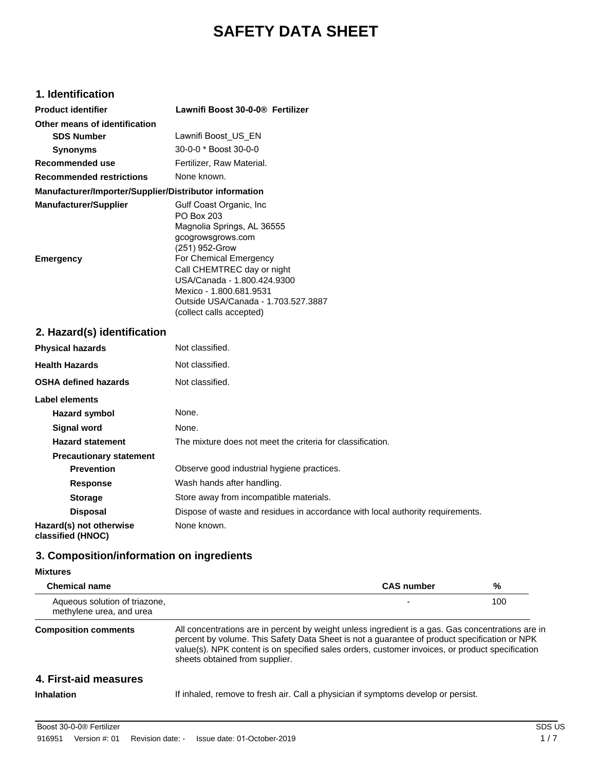# SAFETY DATA SHEET

## 1. Identification

| | |
|---|---|
| **Product identifier** | **Lawnifi Boost 30-0-0® Fertilizer** |
| **Other means of identification** | |
| **SDS Number** | Lawnifi Boost_US_EN |
| **Synonyms** | 30-0-0 * Boost 30-0-0 |
| **Recommended use** | Fertilizer, Raw Material. |
| **Recommended restrictions** | None known. |

**Manufacturer/Importer/Supplier/Distributor information**

| | |
|---|---|
| **Manufacturer/Supplier** | Gulf Coast Organic, Inc<br>PO Box 203<br>Magnolia Springs, AL 36555<br>gcogrowsgrows.com<br>(251) 952-Grow |
| **Emergency** | For Chemical Emergency<br>Call CHEMTREC day or night<br>USA/Canada - 1.800.424.9300<br>Mexico - 1.800.681.9531<br>Outside USA/Canada - 1.703.527.3887<br>(collect calls accepted) |

## 2. Hazard(s) identification

| | |
|---|---|
| **Physical hazards** | Not classified. |
| **Health Hazards** | Not classified. |
| **OSHA defined hazards** | Not classified. |

**Label elements**

| | |
|---|---|
| **Hazard symbol** | None. |
| **Signal word** | None. |
| **Hazard statement** | The mixture does not meet the criteria for classification. |
| **Precautionary statement** | |
| **Prevention** | Observe good industrial hygiene practices. |
| **Response** | Wash hands after handling. |
| **Storage** | Store away from incompatible materials. |
| **Disposal** | Dispose of waste and residues in accordance with local authority requirements. |
| **Hazard(s) not otherwise classified (HNOC)** | None known. |

## 3. Composition/information on ingredients

**Mixtures**

| Chemical name | CAS number | % |
|---|---|---|
| Aqueous solution of triazone, methylene urea, and urea | - | 100 |

**Composition comments** All concentrations are in percent by weight unless ingredient is a gas. Gas concentrations are in percent by volume. This Safety Data Sheet is not a guarantee of product specification or NPK value(s). NPK content is on specified sales orders, customer invoices, or product specification sheets obtained from supplier.

## 4. First-aid measures

**Inhalation** If inhaled, remove to fresh air. Call a physician if symptoms develop or persist.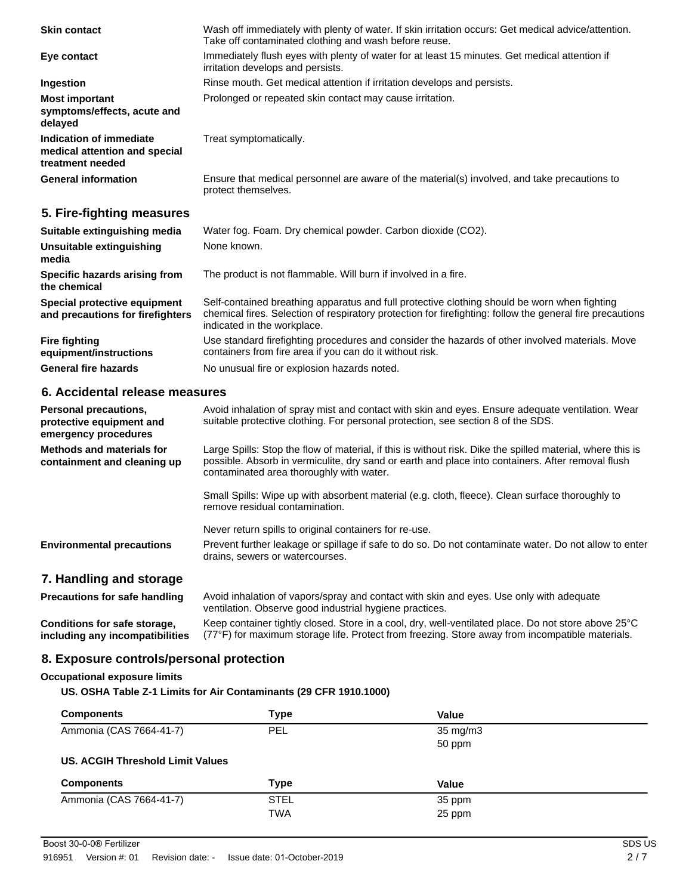| | |
|---|---|
| **Skin contact** | Wash off immediately with plenty of water. If skin irritation occurs: Get medical advice/attention. Take off contaminated clothing and wash before reuse. |
| **Eye contact** | Immediately flush eyes with plenty of water for at least 15 minutes. Get medical attention if irritation develops and persists. |
| **Ingestion** | Rinse mouth. Get medical attention if irritation develops and persists. |
| **Most important symptoms/effects, acute and delayed** | Prolonged or repeated skin contact may cause irritation. |
| **Indication of immediate medical attention and special treatment needed** | Treat symptomatically. |
| **General information** | Ensure that medical personnel are aware of the material(s) involved, and take precautions to protect themselves. |

## 5. Fire-fighting measures

| | |
|---|---|
| **Suitable extinguishing media** | Water fog. Foam. Dry chemical powder. Carbon dioxide ($CO_2$). |
| **Unsuitable extinguishing media** | None known. |
| **Specific hazards arising from the chemical** | The product is not flammable. Will burn if involved in a fire. |
| **Special protective equipment and precautions for firefighters** | Self-contained breathing apparatus and full protective clothing should be worn when fighting chemical fires. Selection of respiratory protection for firefighting: follow the general fire precautions indicated in the workplace. |
| **Fire fighting equipment/instructions** | Use standard firefighting procedures and consider the hazards of other involved materials. Move containers from fire area if you can do it without risk. |
| **General fire hazards** | No unusual fire or explosion hazards noted. |

## 6. Accidental release measures

| | |
|---|---|
| **Personal precautions, protective equipment and emergency procedures** | Avoid inhalation of spray mist and contact with skin and eyes. Ensure adequate ventilation. Wear suitable protective clothing. For personal protection, see section 8 of the SDS. |
| **Methods and materials for containment and cleaning up** | Large Spills: Stop the flow of material, if this is without risk. Dike the spilled material, where this is possible. Absorb in vermiculite, dry sand or earth and place into containers. After removal flush contaminated area thoroughly with water.<br><br>Small Spills: Wipe up with absorbent material (e.g. cloth, fleece). Clean surface thoroughly to remove residual contamination.<br><br>Never return spills to original containers for re-use. |
| **Environmental precautions** | Prevent further leakage or spillage if safe to do so. Do not contaminate water. Do not allow to enter drains, sewers or watercourses. |

## 7. Handling and storage

| | |
|---|---|
| **Precautions for safe handling** | Avoid inhalation of vapors/spray and contact with skin and eyes. Use only with adequate ventilation. Observe good industrial hygiene practices. |
| **Conditions for safe storage, including any incompatibilities** | Keep container tightly closed. Store in a cool, dry, well-ventilated place. Do not store above 25°C (77°F) for maximum storage life. Protect from freezing. Store away from incompatible materials. |

## 8. Exposure controls/personal protection

**Occupational exposure limits**

**US. OSHA Table Z-1 Limits for Air Contaminants (29 CFR 1910.1000)**

| Components | Type | Value |
|---|---|---|
| Ammonia (CAS 7664-41-7) | PEL | 35 mg/m3 |
| | | 50 ppm |

**US. ACGIH Threshold Limit Values**

| Components | Type | Value |
|---|---|---|
| Ammonia (CAS 7664-41-7) | STEL | 35 ppm |
| | TWA | 25 ppm |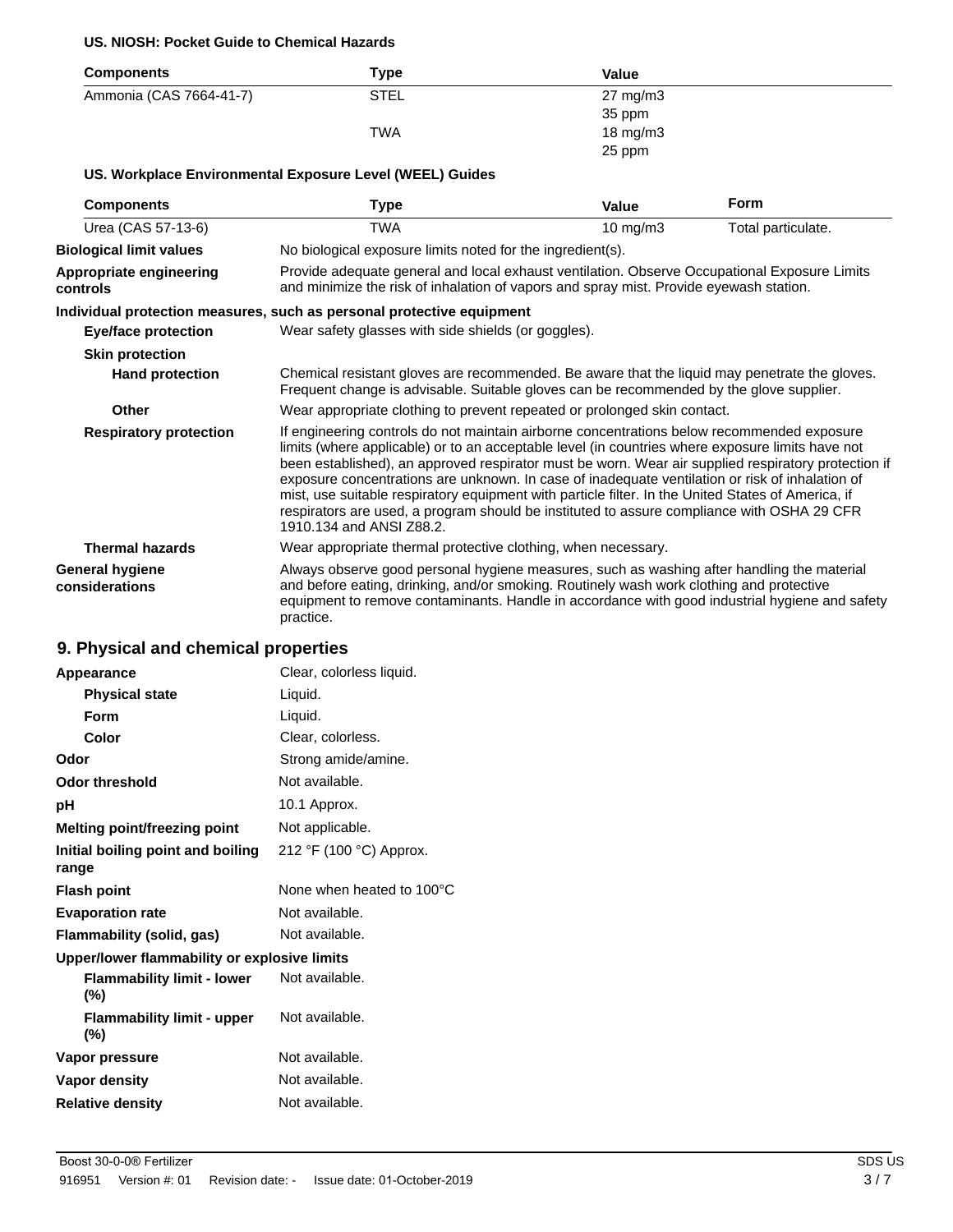**US. NIOSH: Pocket Guide to Chemical Hazards**

| Components | Type | Value |
|---|---|---|
| Ammonia (CAS 7664-41-7) | STEL | 27 mg/m3 |
| | | 35 ppm |
| | TWA | 18 mg/m3 |
| | | 25 ppm |

**US. Workplace Environmental Exposure Level (WEEL) Guides**

| Components | Type | Value | Form |
|---|---|---|---|
| Urea (CAS 57-13-6) | TWA | 10 mg/m3 | Total particulate. |

**Biological limit values** No biological exposure limits noted for the ingredient(s).

**Appropriate engineering controls** Provide adequate general and local exhaust ventilation. Observe Occupational Exposure Limits and minimize the risk of inhalation of vapors and spray mist. Provide eyewash station.

**Individual protection measures, such as personal protective equipment**

**Eye/face protection** Wear safety glasses with side shields (or goggles).

**Skin protection**

**Hand protection** Chemical resistant gloves are recommended. Be aware that the liquid may penetrate the gloves. Frequent change is advisable. Suitable gloves can be recommended by the glove supplier.

**Other** Wear appropriate clothing to prevent repeated or prolonged skin contact.

**Respiratory protection** If engineering controls do not maintain airborne concentrations below recommended exposure limits (where applicable) or to an acceptable level (in countries where exposure limits have not been established), an approved respirator must be worn. Wear air supplied respiratory protection if exposure concentrations are unknown. In case of inadequate ventilation or risk of inhalation of mist, use suitable respiratory equipment with particle filter. In the United States of America, if respirators are used, a program should be instituted to assure compliance with OSHA 29 CFR 1910.134 and ANSI Z88.2.

**Thermal hazards** Wear appropriate thermal protective clothing, when necessary.

**General hygiene considerations** Always observe good personal hygiene measures, such as washing after handling the material and before eating, drinking, and/or smoking. Routinely wash work clothing and protective equipment to remove contaminants. Handle in accordance with good industrial hygiene and safety practice.

## 9. Physical and chemical properties

| | |
|---|---|
| **Appearance** | Clear, colorless liquid. |
| **Physical state** | Liquid. |
| **Form** | Liquid. |
| **Color** | Clear, colorless. |
| **Odor** | Strong amide/amine. |
| **Odor threshold** | Not available. |
| **pH** | 10.1 Approx. |
| **Melting point/freezing point** | Not applicable. |
| **Initial boiling point and boiling range** | 212 °F (100 °C) Approx. |
| **Flash point** | None when heated to 100°C |
| **Evaporation rate** | Not available. |
| **Flammability (solid, gas)** | Not available. |
| **Upper/lower flammability or explosive limits** | |
| **Flammability limit - lower (%)** | Not available. |
| **Flammability limit - upper (%)** | Not available. |
| **Vapor pressure** | Not available. |
| **Vapor density** | Not available. |
| **Relative density** | Not available. |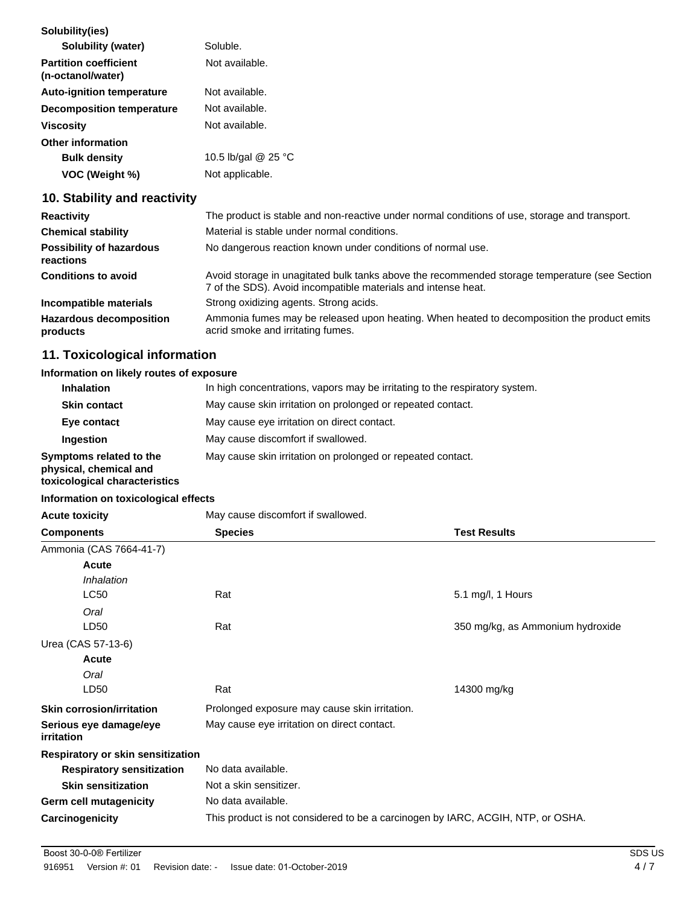**Solubility(ies)**

| | |
|---|---|
| **Solubility (water)** | Soluble. |
| **Partition coefficient (n-octanol/water)** | Not available. |
| **Auto-ignition temperature** | Not available. |
| **Decomposition temperature** | Not available. |
| **Viscosity** | Not available. |

**Other information**

| | |
|---|---|
| **Bulk density** | 10.5 lb/gal @ 25 °C |
| **VOC (Weight %)** | Not applicable. |

## 10. Stability and reactivity

| | |
|---|---|
| **Reactivity** | The product is stable and non-reactive under normal conditions of use, storage and transport. |
| **Chemical stability** | Material is stable under normal conditions. |
| **Possibility of hazardous reactions** | No dangerous reaction known under conditions of normal use. |
| **Conditions to avoid** | Avoid storage in unagitated bulk tanks above the recommended storage temperature (see Section 7 of the SDS). Avoid incompatible materials and intense heat. |
| **Incompatible materials** | Strong oxidizing agents. Strong acids. |
| **Hazardous decomposition products** | Ammonia fumes may be released upon heating. When heated to decomposition the product emits acrid smoke and irritating fumes. |

## 11. Toxicological information

**Information on likely routes of exposure**

| | |
|---|---|
| **Inhalation** | In high concentrations, vapors may be irritating to the respiratory system. |
| **Skin contact** | May cause skin irritation on prolonged or repeated contact. |
| **Eye contact** | May cause eye irritation on direct contact. |
| **Ingestion** | May cause discomfort if swallowed. |
| **Symptoms related to the physical, chemical and toxicological characteristics** | May cause skin irritation on prolonged or repeated contact. |

**Information on toxicological effects**

**Acute toxicity** May cause discomfort if swallowed.

| Components | Species | Test Results |
|---|---|---|
| Ammonia (CAS 7664-41-7) | | |
| **Acute** | | |
| *Inhalation* | | |
| LC50 | Rat | 5.1 mg/l, 1 Hours |
| *Oral* | | |
| LD50 | Rat | 350 mg/kg, as Ammonium hydroxide |
| Urea (CAS 57-13-6) | | |
| **Acute** | | |
| *Oral* | | |
| LD50 | Rat | 14300 mg/kg |

| | |
|---|---|
| **Skin corrosion/irritation** | Prolonged exposure may cause skin irritation. |
| **Serious eye damage/eye irritation** | May cause eye irritation on direct contact. |

**Respiratory or skin sensitization**

| | |
|---|---|
| **Respiratory sensitization** | No data available. |
| **Skin sensitization** | Not a skin sensitizer. |
| **Germ cell mutagenicity** | No data available. |
| **Carcinogenicity** | This product is not considered to be a carcinogen by IARC, ACGIH, NTP, or OSHA. |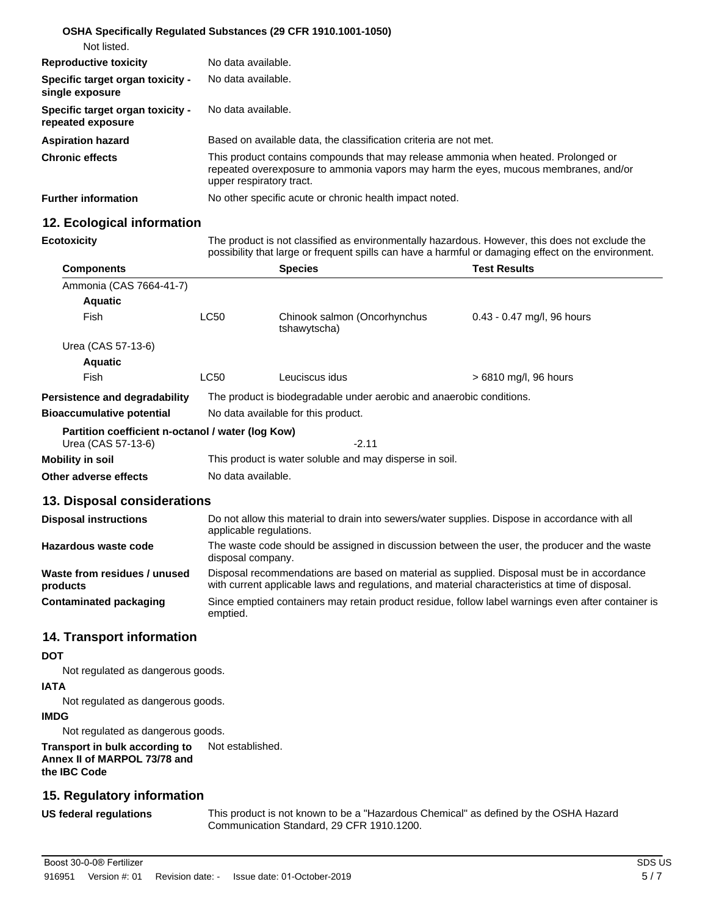**OSHA Specifically Regulated Substances (29 CFR 1910.1001-1050)**

Not listed.

**Reproductive toxicity** No data available.

**Specific target organ toxicity - single exposure** No data available.

**Specific target organ toxicity - repeated exposure** No data available.

**Aspiration hazard** Based on available data, the classification criteria are not met.

**Chronic effects** This product contains compounds that may release ammonia when heated. Prolonged or repeated overexposure to ammonia vapors may harm the eyes, mucous membranes, and/or upper respiratory tract.

**Further information** No other specific acute or chronic health impact noted.

## 12. Ecological information

**Ecotoxicity** The product is not classified as environmentally hazardous. However, this does not exclude the possibility that large or frequent spills can have a harmful or damaging effect on the environment.

| Components | | Species | Test Results |
|---|---|---|---|
| Ammonia (CAS 7664-41-7) | | | |
| **Aquatic** | | | |
| Fish | LC50 | Chinook salmon (Oncorhynchus tshawytscha) | 0.43 - 0.47 mg/l, 96 hours |
| Urea (CAS 57-13-6) | | | |
| **Aquatic** | | | |
| Fish | LC50 | Leuciscus idus | > 6810 mg/l, 96 hours |

**Persistence and degradability** The product is biodegradable under aerobic and anaerobic conditions.

**Bioaccumulative potential** No data available for this product.

**Partition coefficient n-octanol / water (log Kow)**

Urea (CAS 57-13-6) -2.11

**Mobility in soil** This product is water soluble and may disperse in soil.

**Other adverse effects** No data available.

## 13. Disposal considerations

**Disposal instructions** Do not allow this material to drain into sewers/water supplies. Dispose in accordance with all applicable regulations.

**Hazardous waste code** The waste code should be assigned in discussion between the user, the producer and the waste disposal company.

**Waste from residues / unused products** Disposal recommendations are based on material as supplied. Disposal must be in accordance with current applicable laws and regulations, and material characteristics at time of disposal.

**Contaminated packaging** Since emptied containers may retain product residue, follow label warnings even after container is emptied.

## 14. Transport information

**DOT**

Not regulated as dangerous goods.

**IATA**

Not regulated as dangerous goods.

**IMDG**

Not regulated as dangerous goods.

**Transport in bulk according to Annex II of MARPOL 73/78 and the IBC Code** Not established.

## 15. Regulatory information

**US federal regulations** This product is not known to be a "Hazardous Chemical" as defined by the OSHA Hazard Communication Standard, 29 CFR 1910.1200.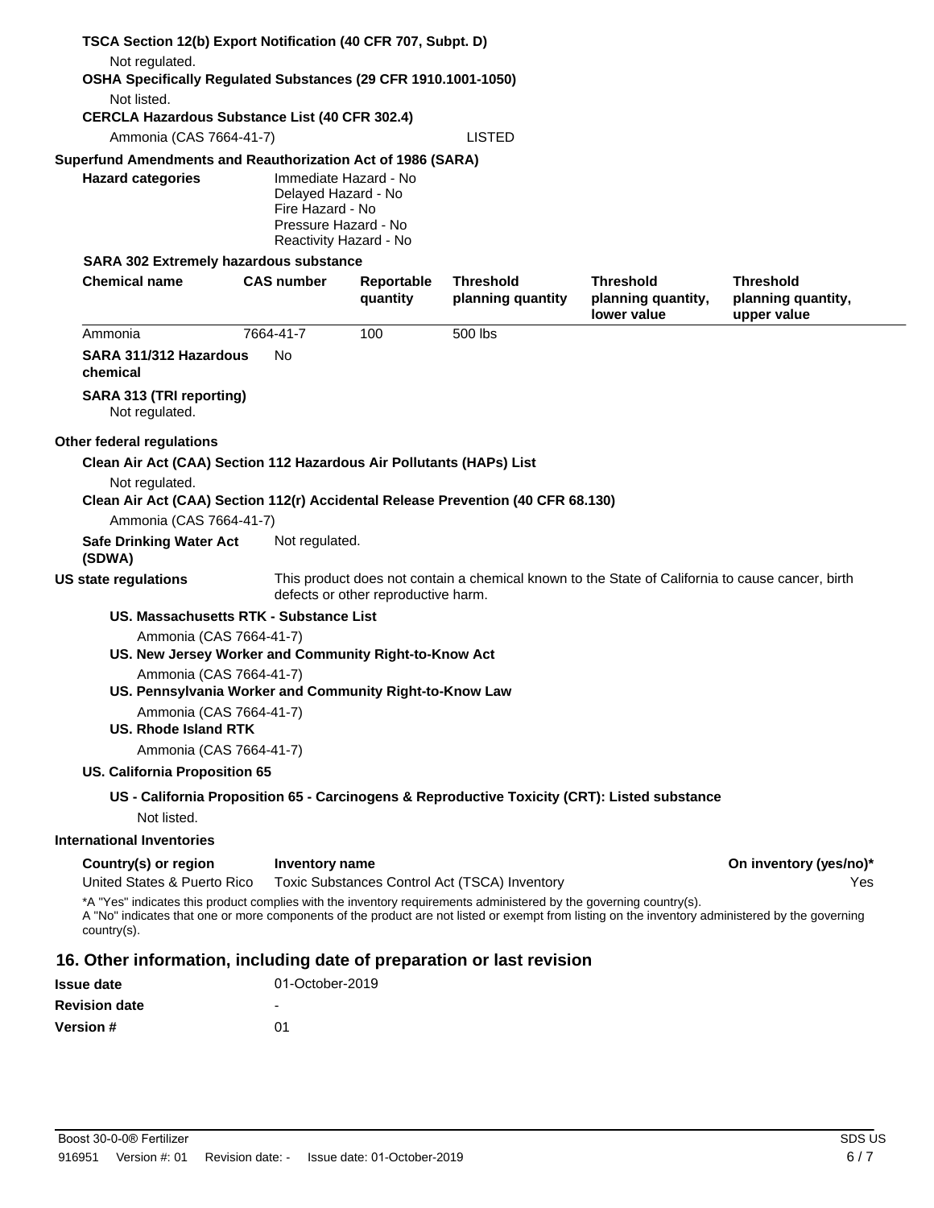**TSCA Section 12(b) Export Notification (40 CFR 707, Subpt. D)**

Not regulated.

**OSHA Specifically Regulated Substances (29 CFR 1910.1001-1050)**

Not listed.

**CERCLA Hazardous Substance List (40 CFR 302.4)**

Ammonia (CAS 7664-41-7) LISTED

**Superfund Amendments and Reauthorization Act of 1986 (SARA)**

**Hazard categories**
Immediate Hazard - No
Delayed Hazard - No
Fire Hazard - No
Pressure Hazard - No
Reactivity Hazard - No

**SARA 302 Extremely hazardous substance**

| Chemical name | CAS number | Reportable quantity | Threshold planning quantity | Threshold planning quantity, lower value | Threshold planning quantity, upper value |
|---|---|---|---|---|---|
| Ammonia | 7664-41-7 | 100 | 500 lbs | | |

**SARA 311/312 Hazardous chemical** No

**SARA 313 (TRI reporting)**

Not regulated.

**Other federal regulations**

**Clean Air Act (CAA) Section 112 Hazardous Air Pollutants (HAPs) List**

Not regulated.

**Clean Air Act (CAA) Section 112(r) Accidental Release Prevention (40 CFR 68.130)**

Ammonia (CAS 7664-41-7)

**Safe Drinking Water Act (SDWA)** Not regulated.

**US state regulations** This product does not contain a chemical known to the State of California to cause cancer, birth defects or other reproductive harm.

**US. Massachusetts RTK - Substance List**

Ammonia (CAS 7664-41-7)

**US. New Jersey Worker and Community Right-to-Know Act**

Ammonia (CAS 7664-41-7)

**US. Pennsylvania Worker and Community Right-to-Know Law**

Ammonia (CAS 7664-41-7)

**US. Rhode Island RTK**

Ammonia (CAS 7664-41-7)

**US. California Proposition 65**

**US - California Proposition 65 - Carcinogens & Reproductive Toxicity (CRT): Listed substance**

Not listed.

**International Inventories**

| Country(s) or region | Inventory name | On inventory (yes/no)* |
|---|---|---|
| United States & Puerto Rico | Toxic Substances Control Act (TSCA) Inventory | Yes |

*A "Yes" indicates this product complies with the inventory requirements administered by the governing country(s).
A "No" indicates that one or more components of the product are not listed or exempt from listing on the inventory administered by the governing country(s).

## 16. Other information, including date of preparation or last revision

**Issue date** 01-October-2019

**Revision date** -

**Version #** 01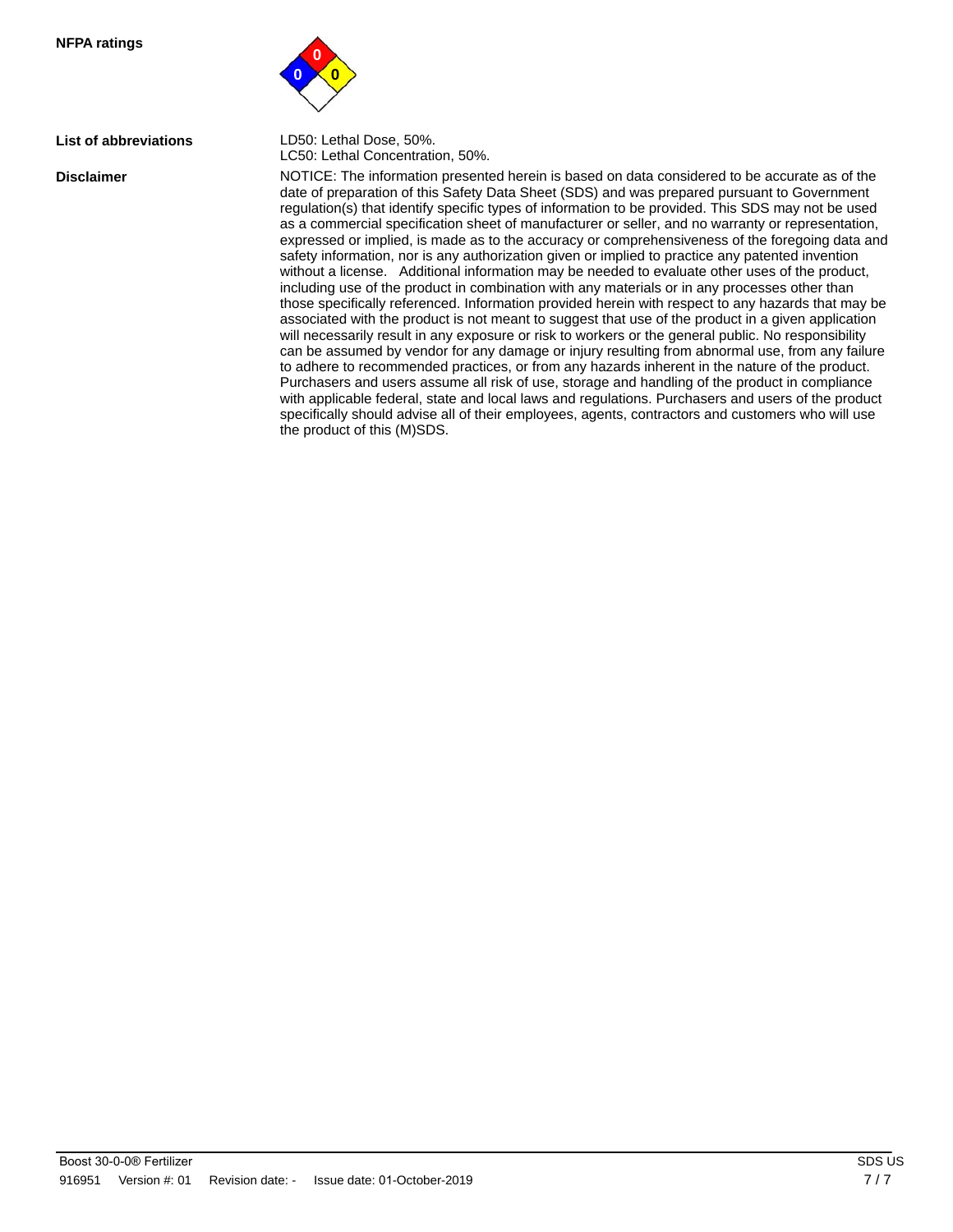**NFPA ratings**

0
0 0

**List of abbreviations**

LD50: Lethal Dose, 50%.
LC50: Lethal Concentration, 50%.

**Disclaimer**

NOTICE: The information presented herein is based on data considered to be accurate as of the date of preparation of this Safety Data Sheet (SDS) and was prepared pursuant to Government regulation(s) that identify specific types of information to be provided. This SDS may not be used as a commercial specification sheet of manufacturer or seller, and no warranty or representation, expressed or implied, is made as to the accuracy or comprehensiveness of the foregoing data and safety information, nor is any authorization given or implied to practice any patented invention without a license. Additional information may be needed to evaluate other uses of the product, including use of the product in combination with any materials or in any processes other than those specifically referenced. Information provided herein with respect to any hazards that may be associated with the product is not meant to suggest that use of the product in a given application will necessarily result in any exposure or risk to workers or the general public. No responsibility can be assumed by vendor for any damage or injury resulting from abnormal use, from any failure to adhere to recommended practices, or from any hazards inherent in the nature of the product. Purchasers and users assume all risk of use, storage and handling of the product in compliance with applicable federal, state and local laws and regulations. Purchasers and users of the product specifically should advise all of their employees, agents, contractors and customers who will use the product of this (M)SDS.